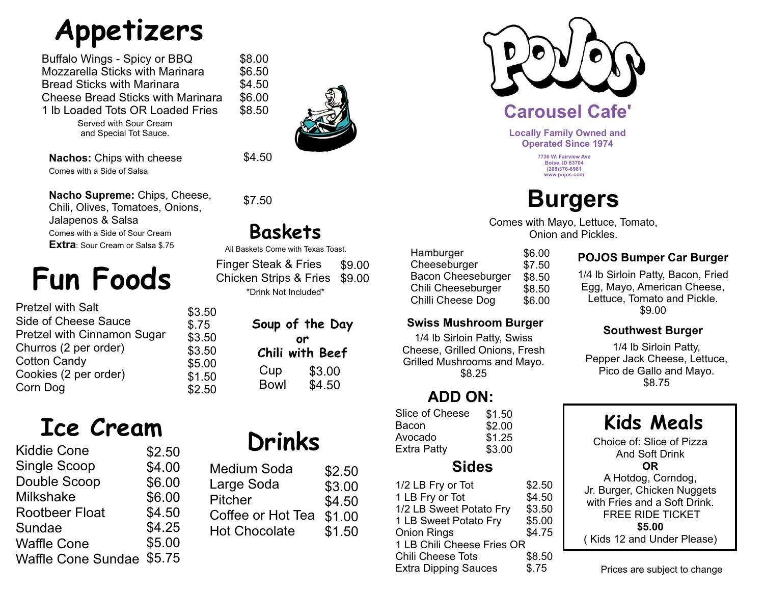# Appetizers

| Item | Price |
|---|---|
| Buffalo Wings - Spicy or BBQ | $8.00 |
| Mozzarella Sticks with Marinara | $6.50 |
| Bread Sticks with Marinara | $4.50 |
| Cheese Bread Sticks with Marinara | $6.00 |
| 1 lb Loaded Tots OR Loaded Fries | $8.50 |

Served with Sour Cream and Special Tot Sauce.

**Nachos:** Chips with cheese — $4.50
Comes with a Side of Salsa

**Nacho Supreme:** Chips, Cheese, Chili, Olives, Tomatoes, Onions, Jalapenos & Salsa — $7.50
Comes with a Side of Sour Cream
**Extra**: Sour Cream or Salsa $.75

# Fun Foods

| Item | Price |
|---|---|
| Pretzel with Salt | $3.50 |
| Side of Cheese Sauce | $.75 |
| Pretzel with Cinnamon Sugar | $3.50 |
| Churros (2 per order) | $3.50 |
| Cotton Candy | $5.00 |
| Cookies (2 per order) | $1.50 |
| Corn Dog | $2.50 |

# Ice Cream

| Item | Price |
|---|---|
| Kiddie Cone | $2.50 |
| Single Scoop | $4.00 |
| Double Scoop | $6.00 |
| Milkshake | $6.00 |
| Rootbeer Float | $4.50 |
| Sundae | $4.25 |
| Waffle Cone | $5.00 |
| Waffle Cone Sundae | $5.75 |

# Baskets

All Baskets Come with Texas Toast.

| Item | Price |
|---|---|
| Finger Steak & Fries | $9.00 |
| Chicken Strips & Fries | $9.00 |

*Drink Not Included*

## Soup of the Day or Chili with Beef

| Size | Price |
|---|---|
| Cup | $3.00 |
| Bowl | $4.50 |

# Drinks

| Item | Price |
|---|---|
| Medium Soda | $2.50 |
| Large Soda | $3.00 |
| Pitcher | $4.50 |
| Coffee or Hot Tea | $1.00 |
| Hot Chocolate | $1.50 |

# POJOS

## Carousel Cafe'

**Locally Family Owned and Operated Since 1974**

7736 W. Fairview Ave
Boise, ID 83704
(208)376-6981
www.pojos.com

# Burgers

Comes with Mayo, Lettuce, Tomato, Onion and Pickles.

| Item | Price |
|---|---|
| Hamburger | $6.00 |
| Cheeseburger | $7.50 |
| Bacon Cheeseburger | $8.50 |
| Chili Cheeseburger | $8.50 |
| Chilli Cheese Dog | $6.00 |

### POJOS Bumper Car Burger

1/4 lb Sirloin Patty, Bacon, Fried Egg, Mayo, American Cheese, Lettuce, Tomato and Pickle.
$9.00

### Swiss Mushroom Burger

1/4 lb Sirloin Patty, Swiss Cheese, Grilled Onions, Fresh Grilled Mushrooms and Mayo.
$8.25

### Southwest Burger

1/4 lb Sirloin Patty, Pepper Jack Cheese, Lettuce, Pico de Gallo and Mayo.
$8.75

## ADD ON:

| Item | Price |
|---|---|
| Slice of Cheese | $1.50 |
| Bacon | $2.00 |
| Avocado | $1.25 |
| Extra Patty | $3.00 |

## Sides

| Item | Price |
|---|---|
| 1/2 LB Fry or Tot | $2.50 |
| 1 LB Fry or Tot | $4.50 |
| 1/2 LB Sweet Potato Fry | $3.50 |
| 1 LB Sweet Potato Fry | $5.00 |
| Onion Rings | $4.75 |
| 1 LB Chili Cheese Fries OR Chili Cheese Tots | $8.50 |
| Extra Dipping Sauces | $.75 |

# Kids Meals

Choice of: Slice of Pizza And Soft Drink
**OR**
A Hotdog, Corndog, Jr. Burger, Chicken Nuggets with Fries and a Soft Drink.
FREE RIDE TICKET
**$5.00**
( Kids 12 and Under Please)

Prices are subject to change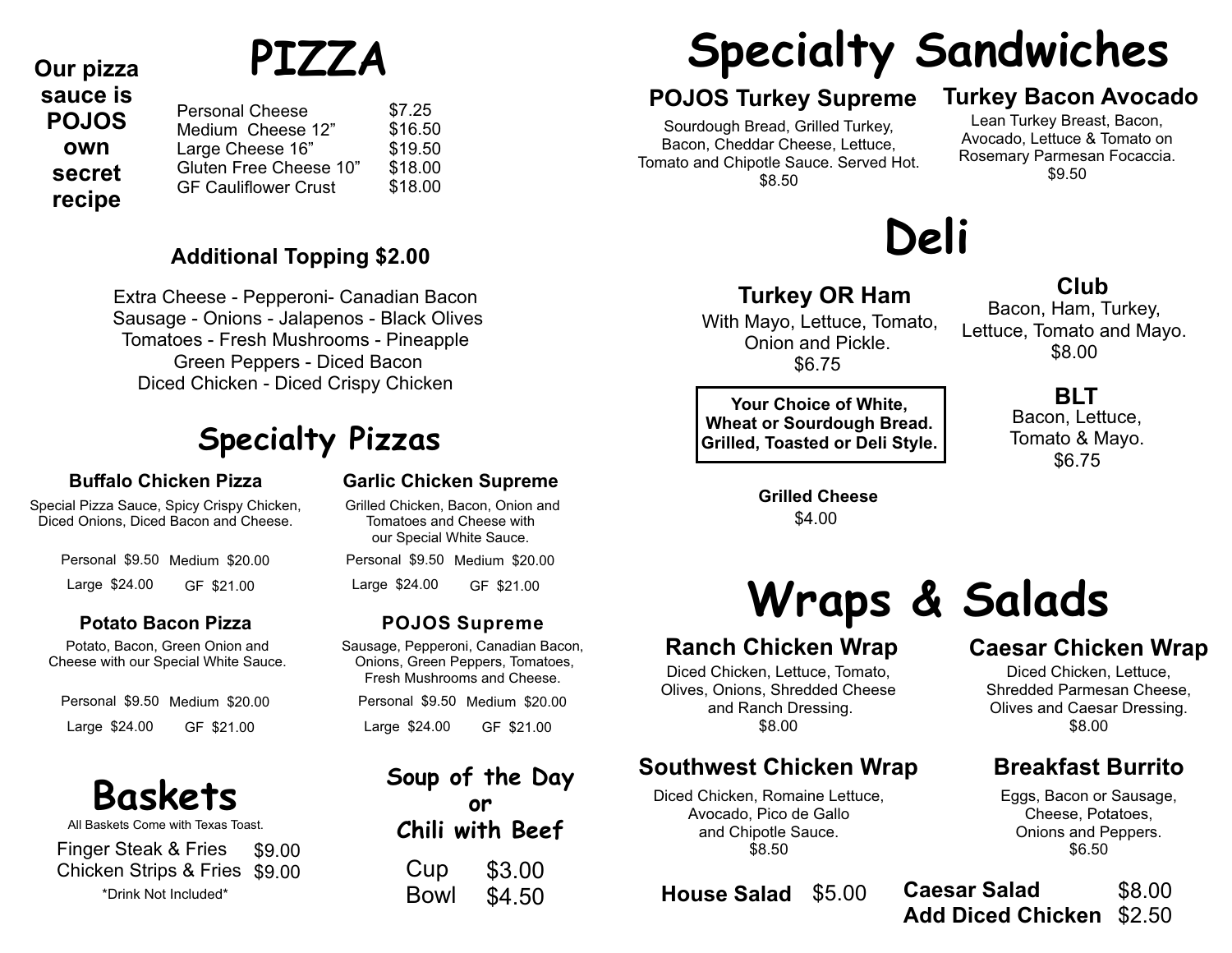# PIZZA

**Our pizza sauce is POJOS own secret recipe**

| | |
|---|---|
| Personal Cheese | $7.25 |
| Medium Cheese 12” | $16.50 |
| Large Cheese 16” | $19.50 |
| Gluten Free Cheese 10” | $18.00 |
| GF Cauliflower Crust | $18.00 |

### Additional Topping $2.00

Extra Cheese - Pepperoni- Canadian Bacon
Sausage - Onions - Jalapenos - Black Olives
Tomatoes - Fresh Mushrooms - Pineapple
Green Peppers - Diced Bacon
Diced Chicken - Diced Crispy Chicken

## Specialty Pizzas

### Buffalo Chicken Pizza

Special Pizza Sauce, Spicy Crispy Chicken, Diced Onions, Diced Bacon and Cheese.

Personal $9.50 Medium $20.00
Large $24.00 GF $21.00

### Garlic Chicken Supreme

Grilled Chicken, Bacon, Onion and Tomatoes and Cheese with our Special White Sauce.

Personal $9.50 Medium $20.00
Large $24.00 GF $21.00

### Potato Bacon Pizza

Potato, Bacon, Green Onion and Cheese with our Special White Sauce.

Personal $9.50 Medium $20.00
Large $24.00 GF $21.00

### POJOS Supreme

Sausage, Pepperoni, Canadian Bacon, Onions, Green Peppers, Tomatoes, Fresh Mushrooms and Cheese.

Personal $9.50 Medium $20.00
Large $24.00 GF $21.00

## Baskets

All Baskets Come with Texas Toast.

| | |
|---|---|
| Finger Steak & Fries | $9.00 |
| Chicken Strips & Fries | $9.00 |

*Drink Not Included*

## Soup of the Day or Chili with Beef

| | |
|---|---|
| Cup | $3.00 |
| Bowl | $4.50 |

# Specialty Sandwiches

### POJOS Turkey Supreme

Sourdough Bread, Grilled Turkey, Bacon, Cheddar Cheese, Lettuce, Tomato and Chipotle Sauce. Served Hot.
$8.50

### Turkey Bacon Avocado

Lean Turkey Breast, Bacon, Avocado, Lettuce & Tomato on Rosemary Parmesan Focaccia.
$9.50

# Deli

### Turkey OR Ham

With Mayo, Lettuce, Tomato, Onion and Pickle.
$6.75

### Club

Bacon, Ham, Turkey, Lettuce, Tomato and Mayo.
$8.00

**Your Choice of White, Wheat or Sourdough Bread. Grilled, Toasted or Deli Style.**

### BLT

Bacon, Lettuce, Tomato & Mayo.
$6.75

**Grilled Cheese**
$4.00

# Wraps & Salads

### Ranch Chicken Wrap

Diced Chicken, Lettuce, Tomato, Olives, Onions, Shredded Cheese and Ranch Dressing.
$8.00

### Caesar Chicken Wrap

Diced Chicken, Lettuce, Shredded Parmesan Cheese, Olives and Caesar Dressing.
$8.00

### Southwest Chicken Wrap

Diced Chicken, Romaine Lettuce, Avocado, Pico de Gallo and Chipotle Sauce.
$8.50

### Breakfast Burrito

Eggs, Bacon or Sausage, Cheese, Potatoes, Onions and Peppers.
$6.50

**House Salad** $5.00

| | |
|---|---|
| **Caesar Salad** | $8.00 |
| **Add Diced Chicken** | $2.50 |